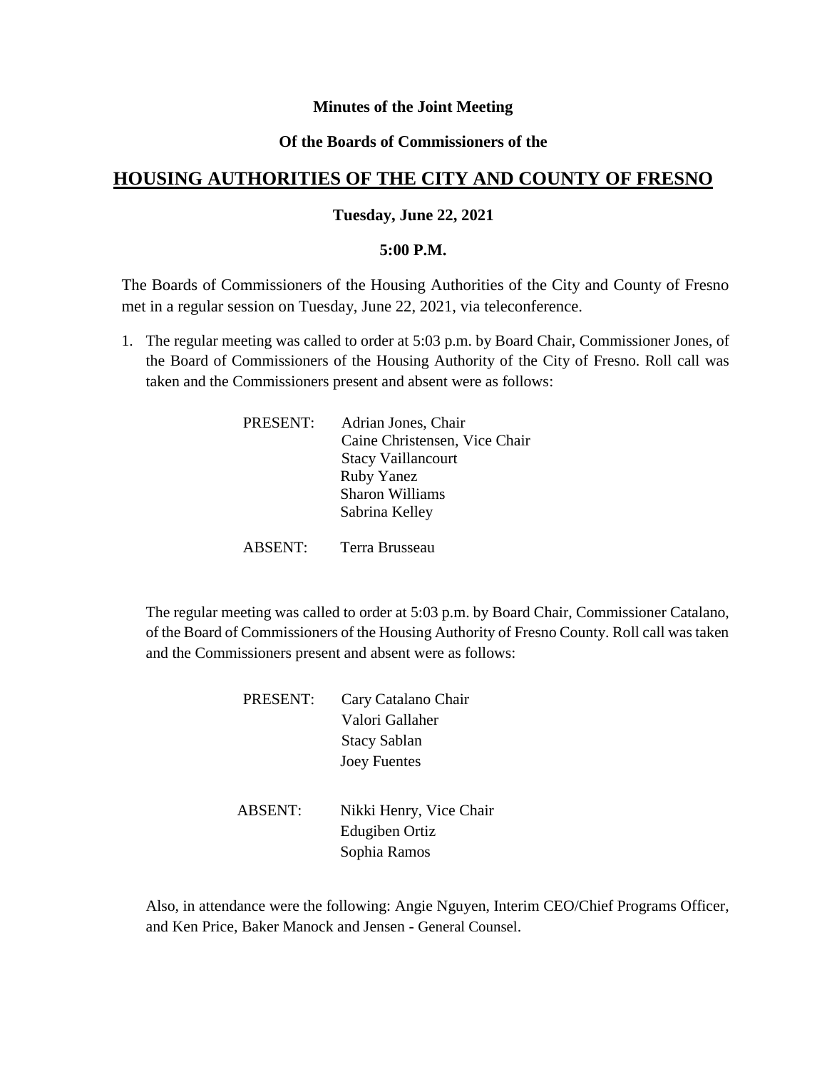**Minutes of the Joint Meeting**

**Of the Boards of Commissioners of the**

# HOUSING AUTHORITIES OF THE CITY AND COUNTY OF FRESNO

**Tuesday, June 22, 2021**

**5:00 P.M.**

The Boards of Commissioners of the Housing Authorities of the City and County of Fresno met in a regular session on Tuesday, June 22, 2021, via teleconference.

1. The regular meeting was called to order at 5:03 p.m. by Board Chair, Commissioner Jones, of the Board of Commissioners of the Housing Authority of the City of Fresno. Roll call was taken and the Commissioners present and absent were as follows:

   PRESENT: Adrian Jones, Chair
   Caine Christensen, Vice Chair
   Stacy Vaillancourt
   Ruby Yanez
   Sharon Williams
   Sabrina Kelley

   ABSENT: Terra Brusseau

   The regular meeting was called to order at 5:03 p.m. by Board Chair, Commissioner Catalano, of the Board of Commissioners of the Housing Authority of Fresno County. Roll call was taken and the Commissioners present and absent were as follows:

   PRESENT: Cary Catalano Chair
   Valori Gallaher
   Stacy Sablan
   Joey Fuentes

   ABSENT: Nikki Henry, Vice Chair
   Edugiben Ortiz
   Sophia Ramos

   Also, in attendance were the following: Angie Nguyen, Interim CEO/Chief Programs Officer, and Ken Price, Baker Manock and Jensen - General Counsel.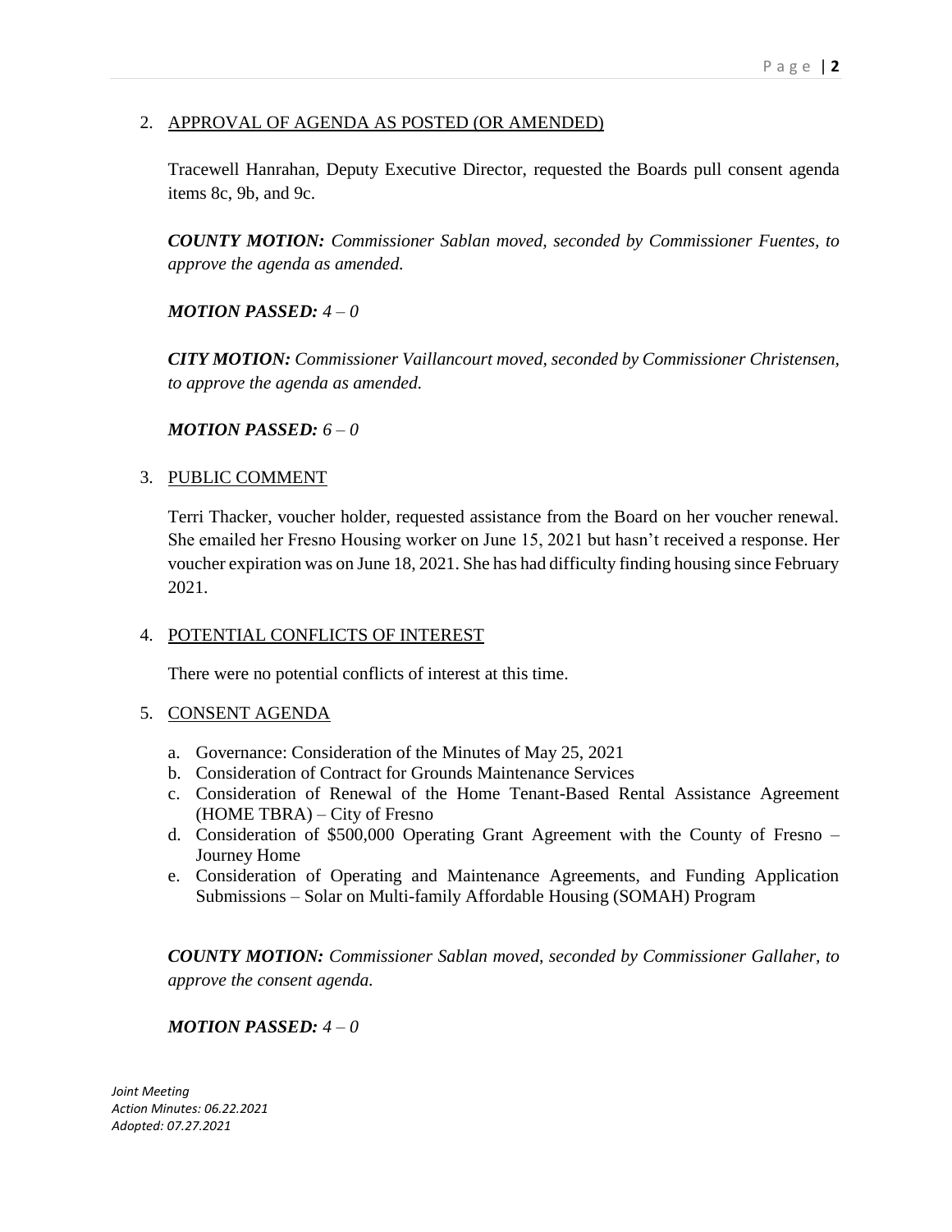2. APPROVAL OF AGENDA AS POSTED (OR AMENDED)

Tracewell Hanrahan, Deputy Executive Director, requested the Boards pull consent agenda items 8c, 9b, and 9c.

***COUNTY MOTION:*** *Commissioner Sablan moved, seconded by Commissioner Fuentes, to approve the agenda as amended.*

***MOTION PASSED:*** *4 – 0*

***CITY MOTION:*** *Commissioner Vaillancourt moved, seconded by Commissioner Christensen, to approve the agenda as amended.*

***MOTION PASSED:*** *6 – 0*

3. PUBLIC COMMENT

Terri Thacker, voucher holder, requested assistance from the Board on her voucher renewal. She emailed her Fresno Housing worker on June 15, 2021 but hasn't received a response. Her voucher expiration was on June 18, 2021. She has had difficulty finding housing since February 2021.

4. POTENTIAL CONFLICTS OF INTEREST

There were no potential conflicts of interest at this time.

5. CONSENT AGENDA

a. Governance: Consideration of the Minutes of May 25, 2021
b. Consideration of Contract for Grounds Maintenance Services
c. Consideration of Renewal of the Home Tenant-Based Rental Assistance Agreement (HOME TBRA) – City of Fresno
d. Consideration of $500,000 Operating Grant Agreement with the County of Fresno – Journey Home
e. Consideration of Operating and Maintenance Agreements, and Funding Application Submissions – Solar on Multi-family Affordable Housing (SOMAH) Program

***COUNTY MOTION:*** *Commissioner Sablan moved, seconded by Commissioner Gallaher, to approve the consent agenda.*

***MOTION PASSED:*** *4 – 0*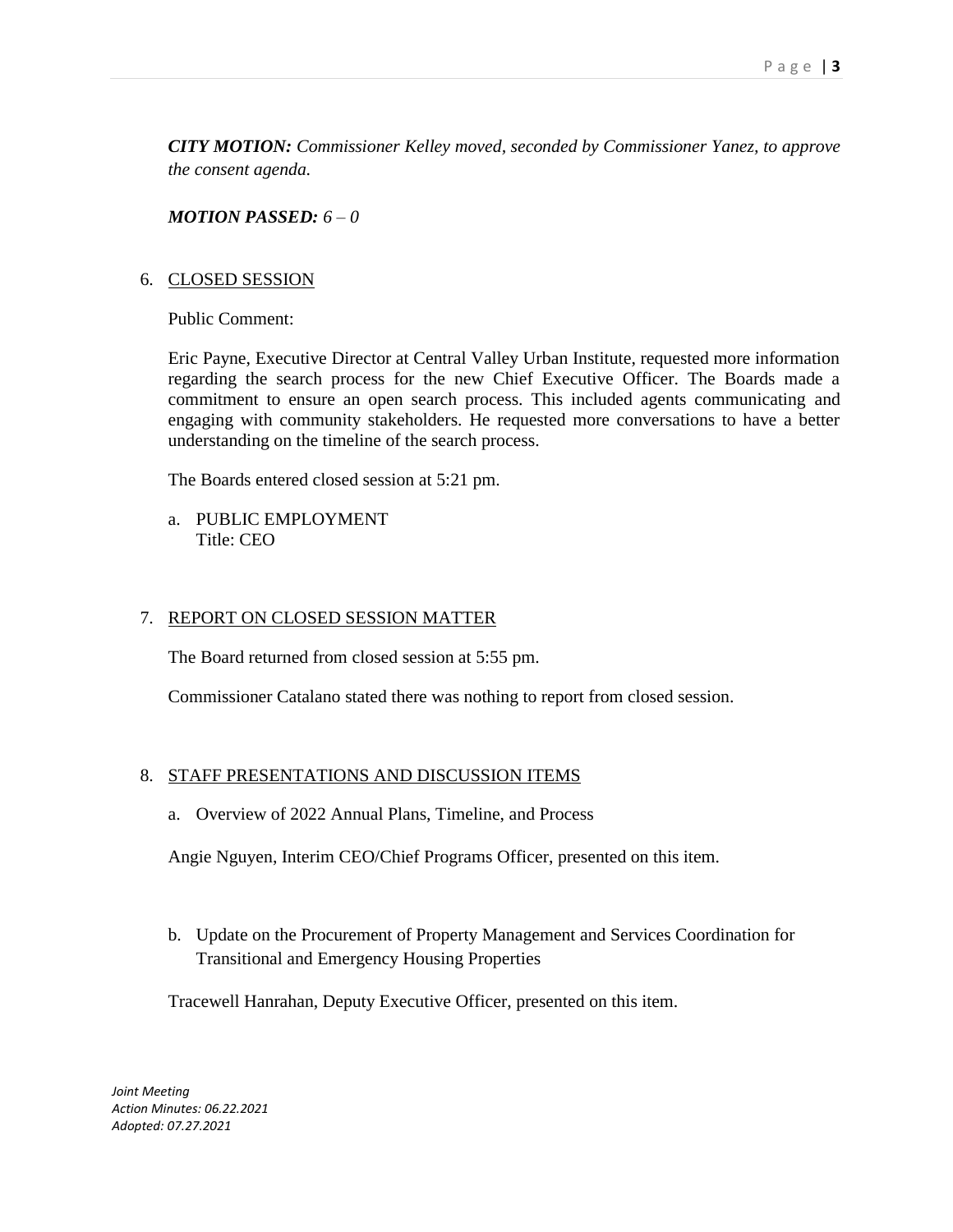***CITY MOTION:*** *Commissioner Kelley moved, seconded by Commissioner Yanez, to approve the consent agenda.*

***MOTION PASSED:*** *6 – 0*

6. CLOSED SESSION

   Public Comment:

   Eric Payne, Executive Director at Central Valley Urban Institute, requested more information regarding the search process for the new Chief Executive Officer. The Boards made a commitment to ensure an open search process. This included agents communicating and engaging with community stakeholders. He requested more conversations to have a better understanding on the timeline of the search process.

   The Boards entered closed session at 5:21 pm.

   a. PUBLIC EMPLOYMENT
      Title: CEO

7. REPORT ON CLOSED SESSION MATTER

   The Board returned from closed session at 5:55 pm.

   Commissioner Catalano stated there was nothing to report from closed session.

8. STAFF PRESENTATIONS AND DISCUSSION ITEMS

   a. Overview of 2022 Annual Plans, Timeline, and Process

   Angie Nguyen, Interim CEO/Chief Programs Officer, presented on this item.

   b. Update on the Procurement of Property Management and Services Coordination for Transitional and Emergency Housing Properties

   Tracewell Hanrahan, Deputy Executive Officer, presented on this item.

*Joint Meeting*
*Action Minutes: 06.22.2021*
*Adopted: 07.27.2021*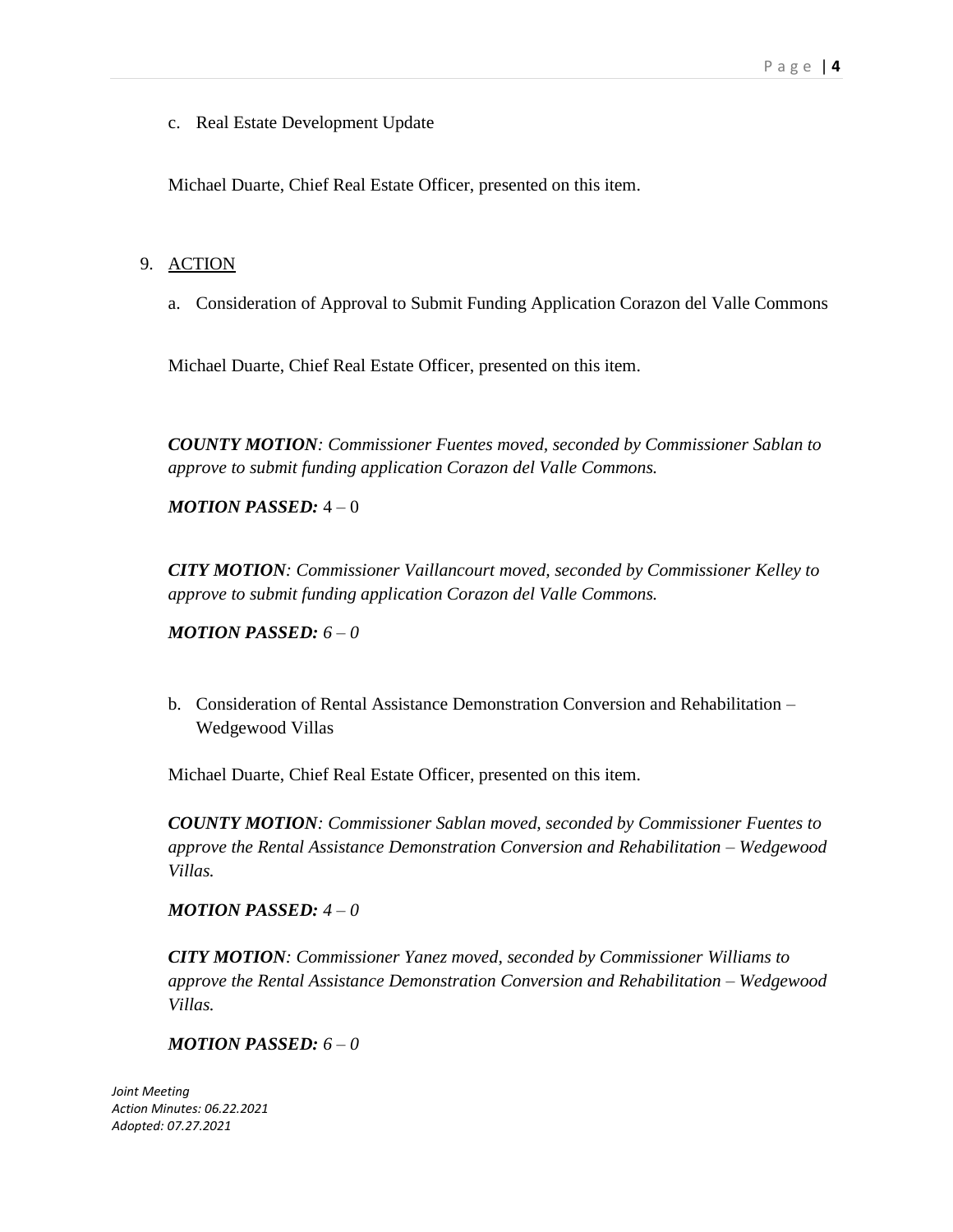c. Real Estate Development Update

Michael Duarte, Chief Real Estate Officer, presented on this item.

9. <u>ACTION</u>

a. Consideration of Approval to Submit Funding Application Corazon del Valle Commons

Michael Duarte, Chief Real Estate Officer, presented on this item.

***COUNTY MOTION****: Commissioner Fuentes moved, seconded by Commissioner Sablan to approve to submit funding application Corazon del Valle Commons.*

***MOTION PASSED:*** 4 – 0

***CITY MOTION****: Commissioner Vaillancourt moved, seconded by Commissioner Kelley to approve to submit funding application Corazon del Valle Commons.*

***MOTION PASSED:*** *6 – 0*

b. Consideration of Rental Assistance Demonstration Conversion and Rehabilitation – Wedgewood Villas

Michael Duarte, Chief Real Estate Officer, presented on this item.

***COUNTY MOTION****: Commissioner Sablan moved, seconded by Commissioner Fuentes to approve the Rental Assistance Demonstration Conversion and Rehabilitation – Wedgewood Villas.*

***MOTION PASSED:*** *4 – 0*

***CITY MOTION****: Commissioner Yanez moved, seconded by Commissioner Williams to approve the Rental Assistance Demonstration Conversion and Rehabilitation – Wedgewood Villas.*

***MOTION PASSED:*** *6 – 0*

*Joint Meeting*
*Action Minutes: 06.22.2021*
*Adopted: 07.27.2021*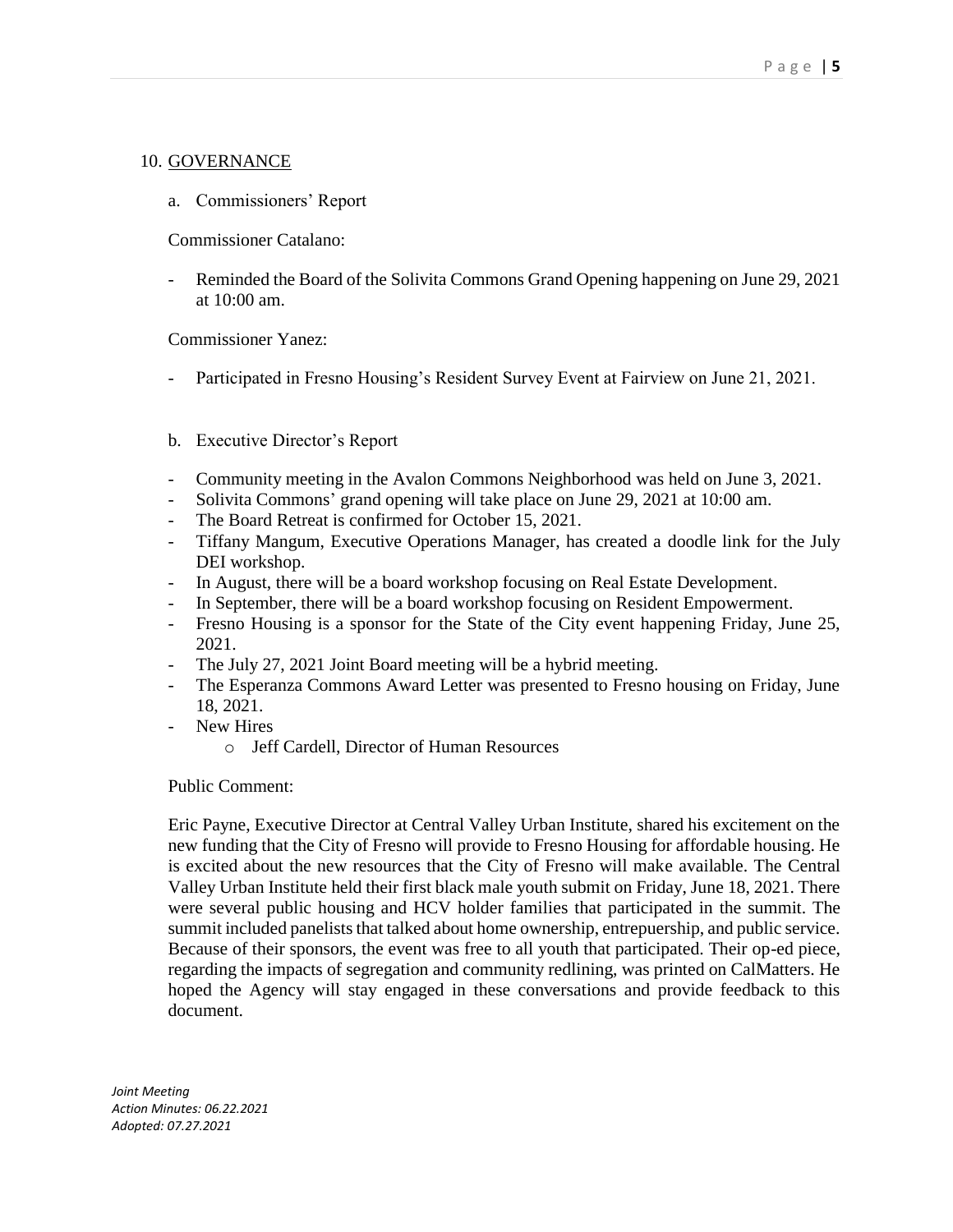## 10. GOVERNANCE

a. Commissioners' Report

Commissioner Catalano:

- Reminded the Board of the Solivita Commons Grand Opening happening on June 29, 2021 at 10:00 am.

Commissioner Yanez:

- Participated in Fresno Housing's Resident Survey Event at Fairview on June 21, 2021.

b. Executive Director's Report

- Community meeting in the Avalon Commons Neighborhood was held on June 3, 2021.
- Solivita Commons' grand opening will take place on June 29, 2021 at 10:00 am.
- The Board Retreat is confirmed for October 15, 2021.
- Tiffany Mangum, Executive Operations Manager, has created a doodle link for the July DEI workshop.
- In August, there will be a board workshop focusing on Real Estate Development.
- In September, there will be a board workshop focusing on Resident Empowerment.
- Fresno Housing is a sponsor for the State of the City event happening Friday, June 25, 2021.
- The July 27, 2021 Joint Board meeting will be a hybrid meeting.
- The Esperanza Commons Award Letter was presented to Fresno housing on Friday, June 18, 2021.
- New Hires
    - Jeff Cardell, Director of Human Resources

Public Comment:

Eric Payne, Executive Director at Central Valley Urban Institute, shared his excitement on the new funding that the City of Fresno will provide to Fresno Housing for affordable housing. He is excited about the new resources that the City of Fresno will make available. The Central Valley Urban Institute held their first black male youth submit on Friday, June 18, 2021. There were several public housing and HCV holder families that participated in the summit. The summit included panelists that talked about home ownership, entrepuership, and public service. Because of their sponsors, the event was free to all youth that participated. Their op-ed piece, regarding the impacts of segregation and community redlining, was printed on CalMatters. He hoped the Agency will stay engaged in these conversations and provide feedback to this document.

*Joint Meeting*
*Action Minutes: 06.22.2021*
*Adopted: 07.27.2021*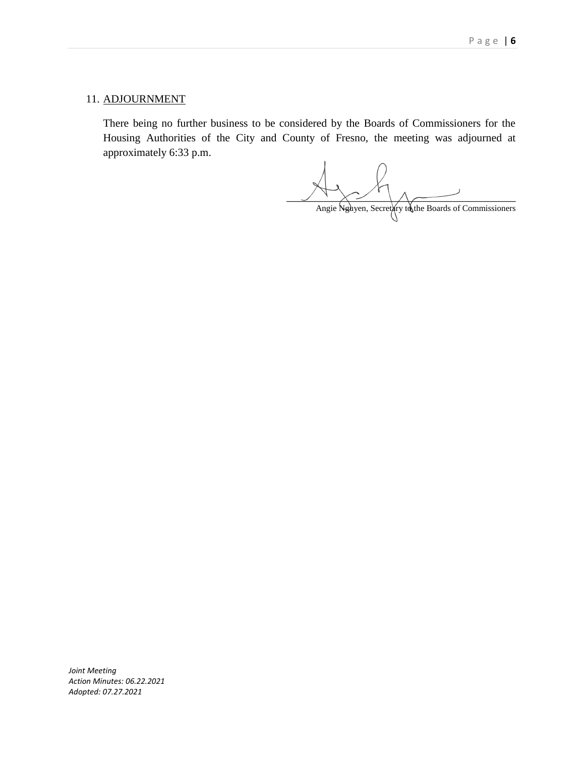11. <u>ADJOURNMENT</u>

There being no further business to be considered by the Boards of Commissioners for the Housing Authorities of the City and County of Fresno, the meeting was adjourned at approximately 6:33 p.m.

Angie Nguyen, Secretary to the Boards of Commissioners

*Joint Meeting*
*Action Minutes: 06.22.2021*
*Adopted: 07.27.2021*